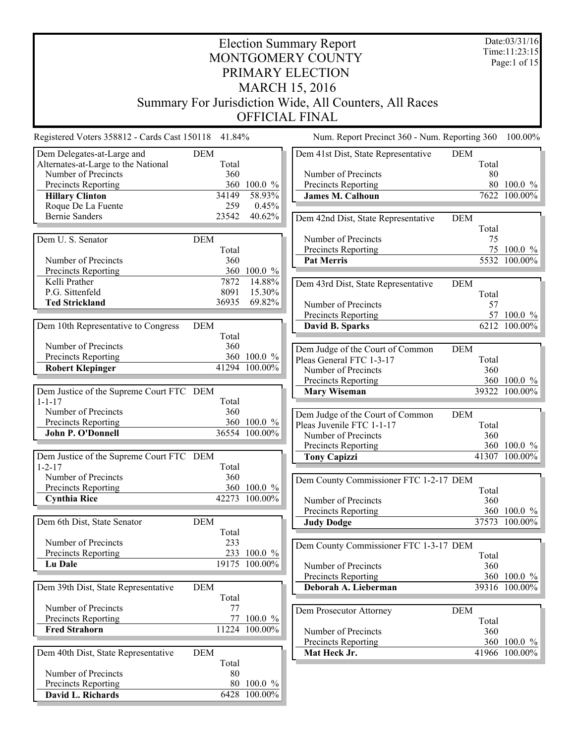# Election Summary Report
# MONTGOMERY COUNTY
# PRIMARY ELECTION
# MARCH 15, 2016
## Summary For Jurisdiction Wide, All Counters, All Races
## OFFICIAL FINAL

Date:03/31/16
Time:11:23:15

Registered Voters 358812 - Cards Cast 150118 41.84%

Num. Report Precinct 360 - Num. Reporting 360 100.00%

| Dem Delegates-at-Large and Alternates-at-Large to the National | DEM Total | |
|---|---|---|
| Number of Precincts | 360 | |
| Precincts Reporting | 360 | 100.0 % |
| **Hillary Clinton** | 34149 | 58.93% |
| Roque De La Fuente | 259 | 0.45% |
| Bernie Sanders | 23542 | 40.62% |

| Dem U. S. Senator | DEM Total | |
|---|---|---|
| Number of Precincts | 360 | |
| Precincts Reporting | 360 | 100.0 % |
| Kelli Prather | 7872 | 14.88% |
| P.G. Sittenfeld | 8091 | 15.30% |
| **Ted Strickland** | 36935 | 69.82% |

| Dem 10th Representative to Congress | DEM Total | |
|---|---|---|
| Number of Precincts | 360 | |
| Precincts Reporting | 360 | 100.0 % |
| **Robert Klepinger** | 41294 | 100.00% |

| Dem Justice of the Supreme Court FTC 1-1-17 | DEM Total | |
|---|---|---|
| Number of Precincts | 360 | |
| Precincts Reporting | 360 | 100.0 % |
| **John P. O'Donnell** | 36554 | 100.00% |

| Dem Justice of the Supreme Court FTC 1-2-17 | DEM Total | |
|---|---|---|
| Number of Precincts | 360 | |
| Precincts Reporting | 360 | 100.0 % |
| **Cynthia Rice** | 42273 | 100.00% |

| Dem 6th Dist, State Senator | DEM Total | |
|---|---|---|
| Number of Precincts | 233 | |
| Precincts Reporting | 233 | 100.0 % |
| **Lu Dale** | 19175 | 100.00% |

| Dem 39th Dist, State Representative | DEM Total | |
|---|---|---|
| Number of Precincts | 77 | |
| Precincts Reporting | 77 | 100.0 % |
| **Fred Strahorn** | 11224 | 100.00% |

| Dem 40th Dist, State Representative | DEM Total | |
|---|---|---|
| Number of Precincts | 80 | |
| Precincts Reporting | 80 | 100.0 % |
| **David L. Richards** | 6428 | 100.00% |

| Dem 41st Dist, State Representative | DEM Total | |
|---|---|---|
| Number of Precincts | 80 | |
| Precincts Reporting | 80 | 100.0 % |
| **James M. Calhoun** | 7622 | 100.00% |

| Dem 42nd Dist, State Representative | DEM Total | |
|---|---|---|
| Number of Precincts | 75 | |
| Precincts Reporting | 75 | 100.0 % |
| **Pat Merris** | 5532 | 100.00% |

| Dem 43rd Dist, State Representative | DEM Total | |
|---|---|---|
| Number of Precincts | 57 | |
| Precincts Reporting | 57 | 100.0 % |
| **David B. Sparks** | 6212 | 100.00% |

| Dem Judge of the Court of Common Pleas General FTC 1-3-17 | DEM Total | |
|---|---|---|
| Number of Precincts | 360 | |
| Precincts Reporting | 360 | 100.0 % |
| **Mary Wiseman** | 39322 | 100.00% |

| Dem Judge of the Court of Common Pleas Juvenile FTC 1-1-17 | DEM Total | |
|---|---|---|
| Number of Precincts | 360 | |
| Precincts Reporting | 360 | 100.0 % |
| **Tony Capizzi** | 41307 | 100.00% |

| Dem County Commissioner FTC 1-2-17 | DEM Total | |
|---|---|---|
| Number of Precincts | 360 | |
| Precincts Reporting | 360 | 100.0 % |
| **Judy Dodge** | 37573 | 100.00% |

| Dem County Commissioner FTC 1-3-17 | DEM Total | |
|---|---|---|
| Number of Precincts | 360 | |
| Precincts Reporting | 360 | 100.0 % |
| **Deborah A. Lieberman** | 39316 | 100.00% |

| Dem Prosecutor Attorney | DEM Total | |
|---|---|---|
| Number of Precincts | 360 | |
| Precincts Reporting | 360 | 100.0 % |
| **Mat Heck Jr.** | 41966 | 100.00% |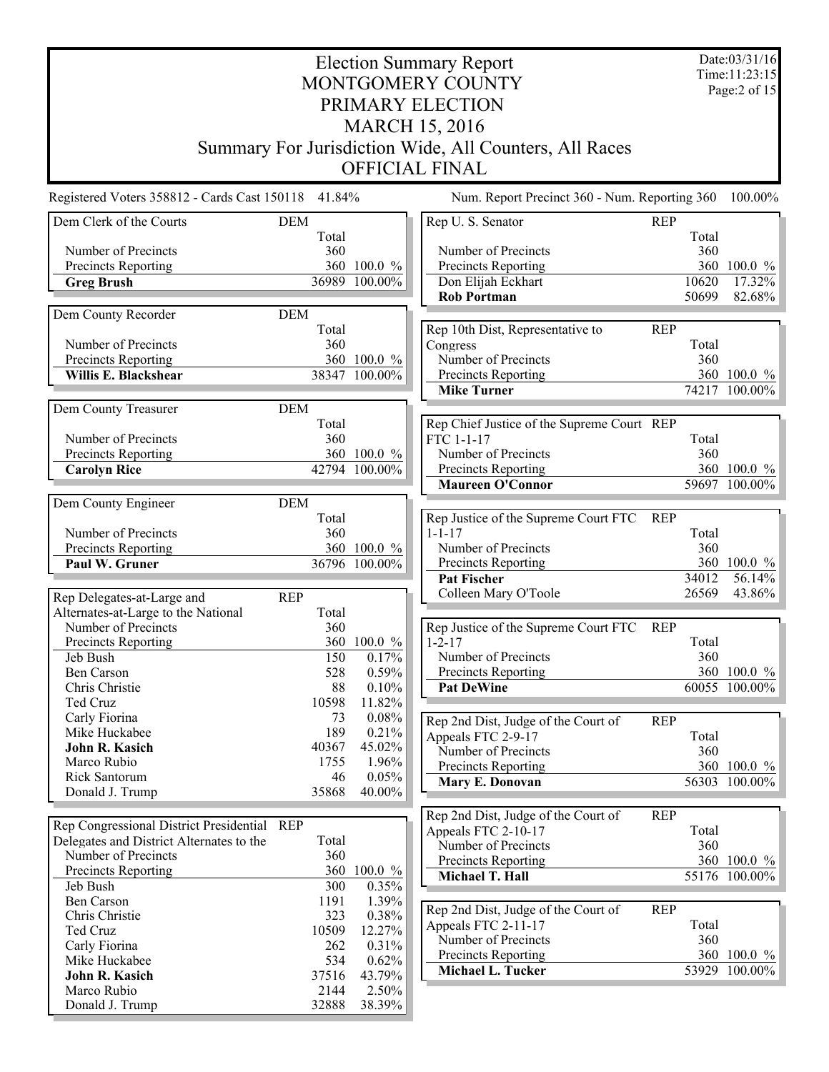# Election Summary Report
## MONTGOMERY COUNTY
## PRIMARY ELECTION
## MARCH 15, 2016
## Summary For Jurisdiction Wide, All Counters, All Races
## OFFICIAL FINAL

Date:03/31/16
Time:11:23:15

Registered Voters 358812 - Cards Cast 150118 41.84%

Num. Report Precinct 360 - Num. Reporting 360 100.00%

| Dem Clerk of the Courts | DEM | |
|---|---|---|
| | Total | |
| Number of Precincts | 360 | |
| Precincts Reporting | 360 | 100.0 % |
| **Greg Brush** | 36989 | 100.00% |

| Dem County Recorder | DEM | |
|---|---|---|
| | Total | |
| Number of Precincts | 360 | |
| Precincts Reporting | 360 | 100.0 % |
| **Willis E. Blackshear** | 38347 | 100.00% |

| Dem County Treasurer | DEM | |
|---|---|---|
| | Total | |
| Number of Precincts | 360 | |
| Precincts Reporting | 360 | 100.0 % |
| **Carolyn Rice** | 42794 | 100.00% |

| Dem County Engineer | DEM | |
|---|---|---|
| | Total | |
| Number of Precincts | 360 | |
| Precincts Reporting | 360 | 100.0 % |
| **Paul W. Gruner** | 36796 | 100.00% |

| Rep Delegates-at-Large and Alternates-at-Large to the National | REP | |
|---|---|---|
| | Total | |
| Number of Precincts | 360 | |
| Precincts Reporting | 360 | 100.0 % |
| Jeb Bush | 150 | 0.17% |
| Ben Carson | 528 | 0.59% |
| Chris Christie | 88 | 0.10% |
| Ted Cruz | 10598 | 11.82% |
| Carly Fiorina | 73 | 0.08% |
| Mike Huckabee | 189 | 0.21% |
| **John R. Kasich** | 40367 | 45.02% |
| Marco Rubio | 1755 | 1.96% |
| Rick Santorum | 46 | 0.05% |
| Donald J. Trump | 35868 | 40.00% |

| Rep Congressional District Presidential Delegates and District Alternates to the | REP | |
|---|---|---|
| | Total | |
| Number of Precincts | 360 | |
| Precincts Reporting | 360 | 100.0 % |
| Jeb Bush | 300 | 0.35% |
| Ben Carson | 1191 | 1.39% |
| Chris Christie | 323 | 0.38% |
| Ted Cruz | 10509 | 12.27% |
| Carly Fiorina | 262 | 0.31% |
| Mike Huckabee | 534 | 0.62% |
| **John R. Kasich** | 37516 | 43.79% |
| Marco Rubio | 2144 | 2.50% |
| Donald J. Trump | 32888 | 38.39% |

| Rep U. S. Senator | REP | |
|---|---|---|
| | Total | |
| Number of Precincts | 360 | |
| Precincts Reporting | 360 | 100.0 % |
| Don Elijah Eckhart | 10620 | 17.32% |
| **Rob Portman** | 50699 | 82.68% |

| Rep 10th Dist, Representative to Congress | REP | |
|---|---|---|
| | Total | |
| Number of Precincts | 360 | |
| Precincts Reporting | 360 | 100.0 % |
| **Mike Turner** | 74217 | 100.00% |

| Rep Chief Justice of the Supreme Court FTC 1-1-17 | REP | |
|---|---|---|
| | Total | |
| Number of Precincts | 360 | |
| Precincts Reporting | 360 | 100.0 % |
| **Maureen O'Connor** | 59697 | 100.00% |

| Rep Justice of the Supreme Court FTC 1-1-17 | REP | |
|---|---|---|
| | Total | |
| Number of Precincts | 360 | |
| Precincts Reporting | 360 | 100.0 % |
| **Pat Fischer** | 34012 | 56.14% |
| Colleen Mary O'Toole | 26569 | 43.86% |

| Rep Justice of the Supreme Court FTC 1-2-17 | REP | |
|---|---|---|
| | Total | |
| Number of Precincts | 360 | |
| Precincts Reporting | 360 | 100.0 % |
| **Pat DeWine** | 60055 | 100.00% |

| Rep 2nd Dist, Judge of the Court of Appeals FTC 2-9-17 | REP | |
|---|---|---|
| | Total | |
| Number of Precincts | 360 | |
| Precincts Reporting | 360 | 100.0 % |
| **Mary E. Donovan** | 56303 | 100.00% |

| Rep 2nd Dist, Judge of the Court of Appeals FTC 2-10-17 | REP | |
|---|---|---|
| | Total | |
| Number of Precincts | 360 | |
| Precincts Reporting | 360 | 100.0 % |
| **Michael T. Hall** | 55176 | 100.00% |

| Rep 2nd Dist, Judge of the Court of Appeals FTC 2-11-17 | REP | |
|---|---|---|
| | Total | |
| Number of Precincts | 360 | |
| Precincts Reporting | 360 | 100.0 % |
| **Michael L. Tucker** | 53929 | 100.00% |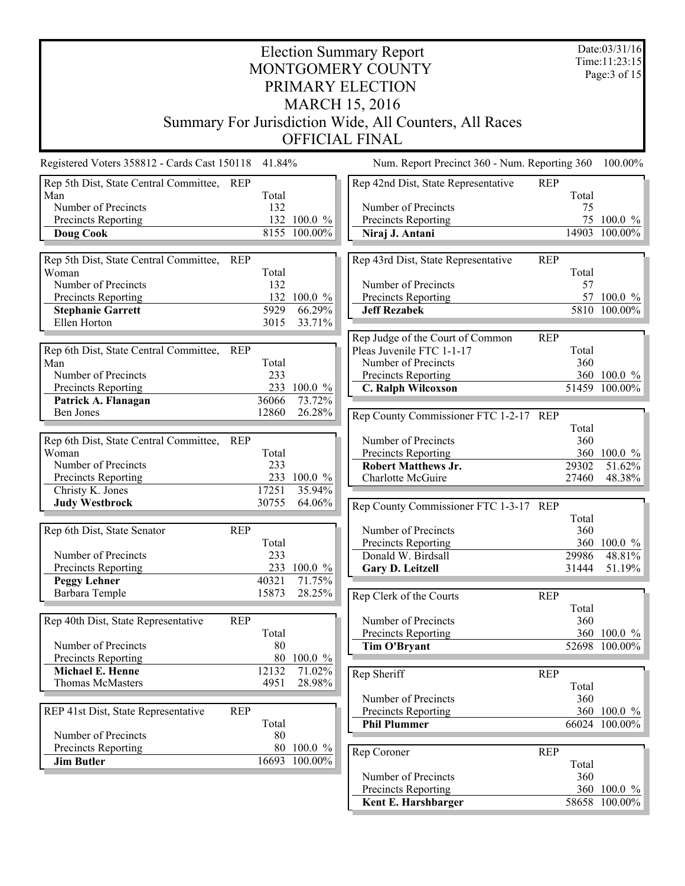# Election Summary Report

## MONTGOMERY COUNTY
## PRIMARY ELECTION
## MARCH 15, 2016
## Summary For Jurisdiction Wide, All Counters, All Races
## OFFICIAL FINAL

Date:03/31/16
Time:11:23:15

Registered Voters 358812 - Cards Cast 150118 41.84%

Num. Report Precinct 360 - Num. Reporting 360 100.00%

| Rep 5th Dist, State Central Committee, Man | REP | Total | |
|---|---|---|---|
| Number of Precincts | | 132 | |
| Precincts Reporting | | 132 | 100.0 % |
| **Doug Cook** | | 8155 | 100.00% |

| Rep 5th Dist, State Central Committee, Woman | REP | Total | |
|---|---|---|---|
| Number of Precincts | | 132 | |
| Precincts Reporting | | 132 | 100.0 % |
| **Stephanie Garrett** | | 5929 | 66.29% |
| Ellen Horton | | 3015 | 33.71% |

| Rep 6th Dist, State Central Committee, Man | REP | Total | |
|---|---|---|---|
| Number of Precincts | | 233 | |
| Precincts Reporting | | 233 | 100.0 % |
| **Patrick A. Flanagan** | | 36066 | 73.72% |
| Ben Jones | | 12860 | 26.28% |

| Rep 6th Dist, State Central Committee, Woman | REP | Total | |
|---|---|---|---|
| Number of Precincts | | 233 | |
| Precincts Reporting | | 233 | 100.0 % |
| Christy K. Jones | | 17251 | 35.94% |
| **Judy Westbrock** | | 30755 | 64.06% |

| Rep 6th Dist, State Senator | REP | Total | |
|---|---|---|---|
| Number of Precincts | | 233 | |
| Precincts Reporting | | 233 | 100.0 % |
| **Peggy Lehner** | | 40321 | 71.75% |
| Barbara Temple | | 15873 | 28.25% |

| Rep 40th Dist, State Representative | REP | Total | |
|---|---|---|---|
| Number of Precincts | | 80 | |
| Precincts Reporting | | 80 | 100.0 % |
| **Michael E. Henne** | | 12132 | 71.02% |
| Thomas McMasters | | 4951 | 28.98% |

| REP 41st Dist, State Representative | REP | Total | |
|---|---|---|---|
| Number of Precincts | | 80 | |
| Precincts Reporting | | 80 | 100.0 % |
| **Jim Butler** | | 16693 | 100.00% |

| Rep 42nd Dist, State Representative | REP | Total | |
|---|---|---|---|
| Number of Precincts | | 75 | |
| Precincts Reporting | | 75 | 100.0 % |
| **Niraj J. Antani** | | 14903 | 100.00% |

| Rep 43rd Dist, State Representative | REP | Total | |
|---|---|---|---|
| Number of Precincts | | 57 | |
| Precincts Reporting | | 57 | 100.0 % |
| **Jeff Rezabek** | | 5810 | 100.00% |

| Rep Judge of the Court of Common Pleas Juvenile FTC 1-1-17 | REP | Total | |
|---|---|---|---|
| Number of Precincts | | 360 | |
| Precincts Reporting | | 360 | 100.0 % |
| **C. Ralph Wilcoxson** | | 51459 | 100.00% |

| Rep County Commissioner FTC 1-2-17 | REP | Total | |
|---|---|---|---|
| Number of Precincts | | 360 | |
| Precincts Reporting | | 360 | 100.0 % |
| **Robert Matthews Jr.** | | 29302 | 51.62% |
| Charlotte McGuire | | 27460 | 48.38% |

| Rep County Commissioner FTC 1-3-17 | REP | Total | |
|---|---|---|---|
| Number of Precincts | | 360 | |
| Precincts Reporting | | 360 | 100.0 % |
| Donald W. Birdsall | | 29986 | 48.81% |
| **Gary D. Leitzell** | | 31444 | 51.19% |

| Rep Clerk of the Courts | REP | Total | |
|---|---|---|---|
| Number of Precincts | | 360 | |
| Precincts Reporting | | 360 | 100.0 % |
| **Tim O'Bryant** | | 52698 | 100.00% |

| Rep Sheriff | REP | Total | |
|---|---|---|---|
| Number of Precincts | | 360 | |
| Precincts Reporting | | 360 | 100.0 % |
| **Phil Plummer** | | 66024 | 100.00% |

| Rep Coroner | REP | Total | |
|---|---|---|---|
| Number of Precincts | | 360 | |
| Precincts Reporting | | 360 | 100.0 % |
| **Kent E. Harshbarger** | | 58658 | 100.00% |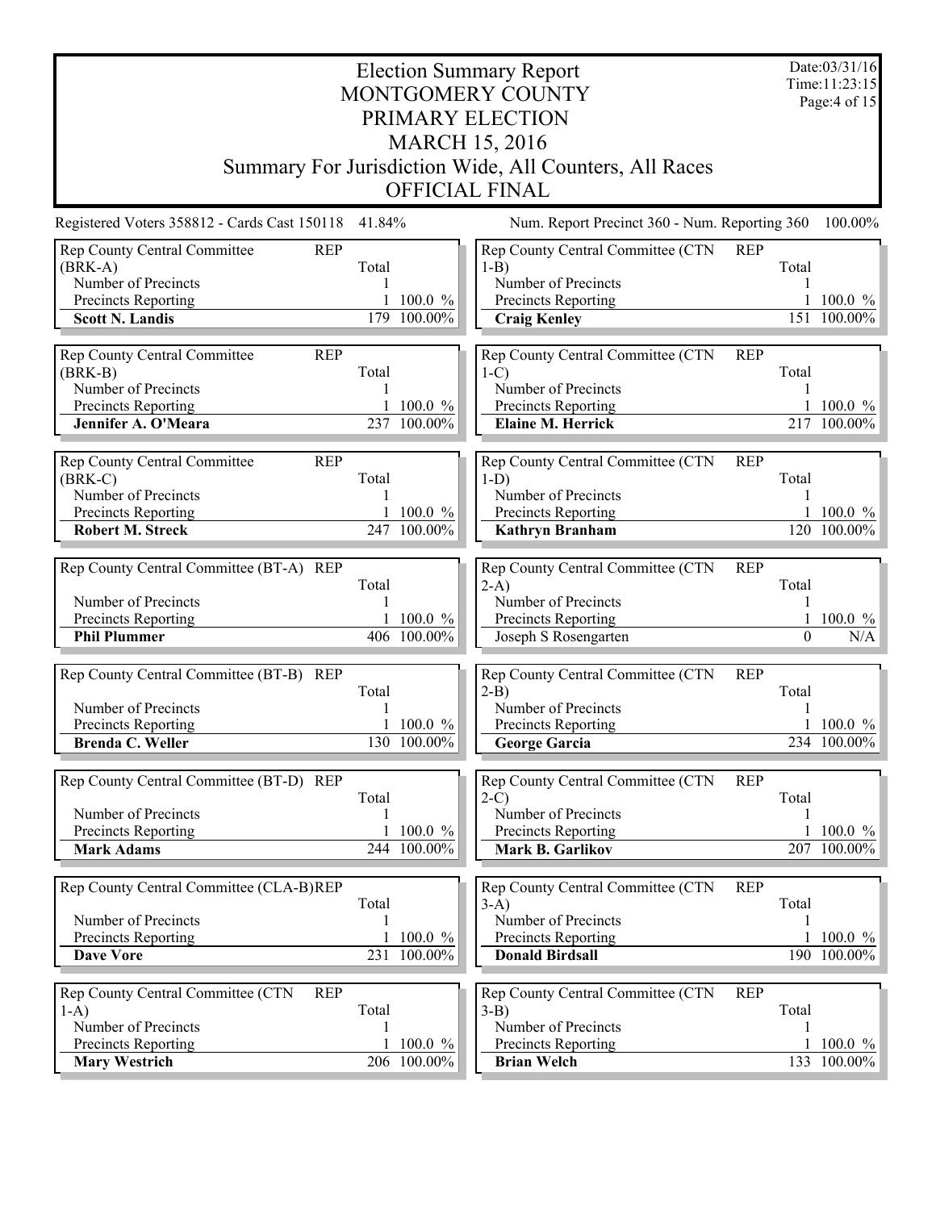# Election Summary Report
## MONTGOMERY COUNTY
## PRIMARY ELECTION
## MARCH 15, 2016
## Summary For Jurisdiction Wide, All Counters, All Races
## OFFICIAL FINAL

Date:03/31/16
Time:11:23:15

Registered Voters 358812 - Cards Cast 150118 41.84%

Num. Report Precinct 360 - Num. Reporting 360 100.00%

| Rep County Central Committee (BRK-A) REP | Total | |
|---|---|---|
| Number of Precincts | 1 | |
| Precincts Reporting | 1 | 100.0 % |
| **Scott N. Landis** | 179 | 100.00% |

| Rep County Central Committee (BRK-B) REP | Total | |
|---|---|---|
| Number of Precincts | 1 | |
| Precincts Reporting | 1 | 100.0 % |
| **Jennifer A. O'Meara** | 237 | 100.00% |

| Rep County Central Committee (BRK-C) REP | Total | |
|---|---|---|
| Number of Precincts | 1 | |
| Precincts Reporting | 1 | 100.0 % |
| **Robert M. Streck** | 247 | 100.00% |

| Rep County Central Committee (BT-A) REP | Total | |
|---|---|---|
| Number of Precincts | 1 | |
| Precincts Reporting | 1 | 100.0 % |
| **Phil Plummer** | 406 | 100.00% |

| Rep County Central Committee (BT-B) REP | Total | |
|---|---|---|
| Number of Precincts | 1 | |
| Precincts Reporting | 1 | 100.0 % |
| **Brenda C. Weller** | 130 | 100.00% |

| Rep County Central Committee (BT-D) REP | Total | |
|---|---|---|
| Number of Precincts | 1 | |
| Precincts Reporting | 1 | 100.0 % |
| **Mark Adams** | 244 | 100.00% |

| Rep County Central Committee (CLA-B) REP | Total | |
|---|---|---|
| Number of Precincts | 1 | |
| Precincts Reporting | 1 | 100.0 % |
| **Dave Vore** | 231 | 100.00% |

| Rep County Central Committee (CTN 1-A) REP | Total | |
|---|---|---|
| Number of Precincts | 1 | |
| Precincts Reporting | 1 | 100.0 % |
| **Mary Westrich** | 206 | 100.00% |

| Rep County Central Committee (CTN 1-B) REP | Total | |
|---|---|---|
| Number of Precincts | 1 | |
| Precincts Reporting | 1 | 100.0 % |
| **Craig Kenley** | 151 | 100.00% |

| Rep County Central Committee (CTN 1-C) REP | Total | |
|---|---|---|
| Number of Precincts | 1 | |
| Precincts Reporting | 1 | 100.0 % |
| **Elaine M. Herrick** | 217 | 100.00% |

| Rep County Central Committee (CTN 1-D) REP | Total | |
|---|---|---|
| Number of Precincts | 1 | |
| Precincts Reporting | 1 | 100.0 % |
| **Kathryn Branham** | 120 | 100.00% |

| Rep County Central Committee (CTN 2-A) REP | Total | |
|---|---|---|
| Number of Precincts | 1 | |
| Precincts Reporting | 1 | 100.0 % |
| Joseph S Rosengarten | 0 | N/A |

| Rep County Central Committee (CTN 2-B) REP | Total | |
|---|---|---|
| Number of Precincts | 1 | |
| Precincts Reporting | 1 | 100.0 % |
| **George Garcia** | 234 | 100.00% |

| Rep County Central Committee (CTN 2-C) REP | Total | |
|---|---|---|
| Number of Precincts | 1 | |
| Precincts Reporting | 1 | 100.0 % |
| **Mark B. Garlikov** | 207 | 100.00% |

| Rep County Central Committee (CTN 3-A) REP | Total | |
|---|---|---|
| Number of Precincts | 1 | |
| Precincts Reporting | 1 | 100.0 % |
| **Donald Birdsall** | 190 | 100.00% |

| Rep County Central Committee (CTN 3-B) REP | Total | |
|---|---|---|
| Number of Precincts | 1 | |
| Precincts Reporting | 1 | 100.0 % |
| **Brian Welch** | 133 | 100.00% |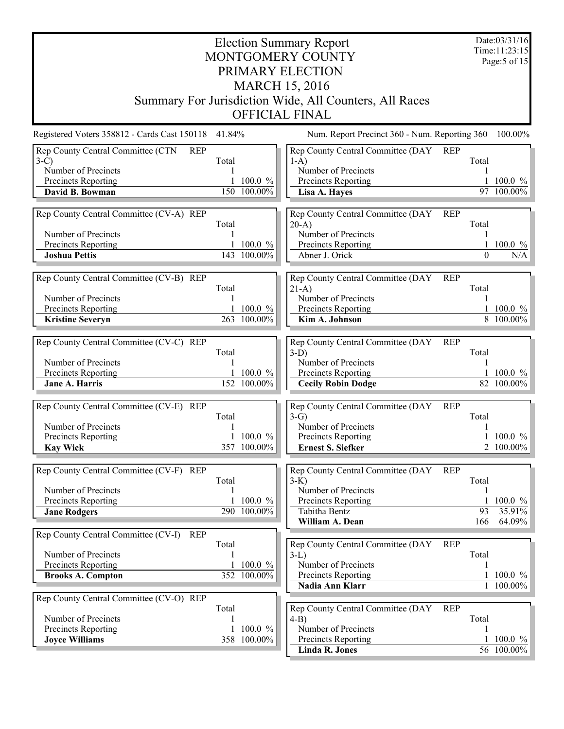# Election Summary Report
## MONTGOMERY COUNTY
## PRIMARY ELECTION
## MARCH 15, 2016
## Summary For Jurisdiction Wide, All Counters, All Races
## OFFICIAL FINAL

Date:03/31/16
Time:11:23:15

Registered Voters 358812 - Cards Cast 150118 41.84%

Num. Report Precinct 360 - Num. Reporting 360 100.00%

| Rep County Central Committee (CTN 3-C) REP | Total | |
|---|---|---|
| Number of Precincts | 1 | |
| Precincts Reporting | 1 | 100.0 % |
| **David B. Bowman** | 150 | 100.00% |

| Rep County Central Committee (CV-A) REP | Total | |
|---|---|---|
| Number of Precincts | 1 | |
| Precincts Reporting | 1 | 100.0 % |
| **Joshua Pettis** | 143 | 100.00% |

| Rep County Central Committee (CV-B) REP | Total | |
|---|---|---|
| Number of Precincts | 1 | |
| Precincts Reporting | 1 | 100.0 % |
| **Kristine Severyn** | 263 | 100.00% |

| Rep County Central Committee (CV-C) REP | Total | |
|---|---|---|
| Number of Precincts | 1 | |
| Precincts Reporting | 1 | 100.0 % |
| **Jane A. Harris** | 152 | 100.00% |

| Rep County Central Committee (CV-E) REP | Total | |
|---|---|---|
| Number of Precincts | 1 | |
| Precincts Reporting | 1 | 100.0 % |
| **Kay Wick** | 357 | 100.00% |

| Rep County Central Committee (CV-F) REP | Total | |
|---|---|---|
| Number of Precincts | 1 | |
| Precincts Reporting | 1 | 100.0 % |
| **Jane Rodgers** | 290 | 100.00% |

| Rep County Central Committee (CV-I) REP | Total | |
|---|---|---|
| Number of Precincts | 1 | |
| Precincts Reporting | 1 | 100.0 % |
| **Brooks A. Compton** | 352 | 100.00% |

| Rep County Central Committee (CV-O) REP | Total | |
|---|---|---|
| Number of Precincts | 1 | |
| Precincts Reporting | 1 | 100.0 % |
| **Joyce Williams** | 358 | 100.00% |

| Rep County Central Committee (DAY 1-A) REP | Total | |
|---|---|---|
| Number of Precincts | 1 | |
| Precincts Reporting | 1 | 100.0 % |
| **Lisa A. Hayes** | 97 | 100.00% |

| Rep County Central Committee (DAY 20-A) REP | Total | |
|---|---|---|
| Number of Precincts | 1 | |
| Precincts Reporting | 1 | 100.0 % |
| Abner J. Orick | 0 | N/A |

| Rep County Central Committee (DAY 21-A) REP | Total | |
|---|---|---|
| Number of Precincts | 1 | |
| Precincts Reporting | 1 | 100.0 % |
| **Kim A. Johnson** | 8 | 100.00% |

| Rep County Central Committee (DAY 3-D) REP | Total | |
|---|---|---|
| Number of Precincts | 1 | |
| Precincts Reporting | 1 | 100.0 % |
| **Cecily Robin Dodge** | 82 | 100.00% |

| Rep County Central Committee (DAY 3-G) REP | Total | |
|---|---|---|
| Number of Precincts | 1 | |
| Precincts Reporting | 1 | 100.0 % |
| **Ernest S. Siefker** | 2 | 100.00% |

| Rep County Central Committee (DAY 3-K) REP | Total | |
|---|---|---|
| Number of Precincts | 1 | |
| Precincts Reporting | 1 | 100.0 % |
| Tabitha Bentz | 93 | 35.91% |
| **William A. Dean** | 166 | 64.09% |

| Rep County Central Committee (DAY 3-L) REP | Total | |
|---|---|---|
| Number of Precincts | 1 | |
| Precincts Reporting | 1 | 100.0 % |
| **Nadia Ann Klarr** | 1 | 100.00% |

| Rep County Central Committee (DAY 4-B) REP | Total | |
|---|---|---|
| Number of Precincts | 1 | |
| Precincts Reporting | 1 | 100.0 % |
| **Linda R. Jones** | 56 | 100.00% |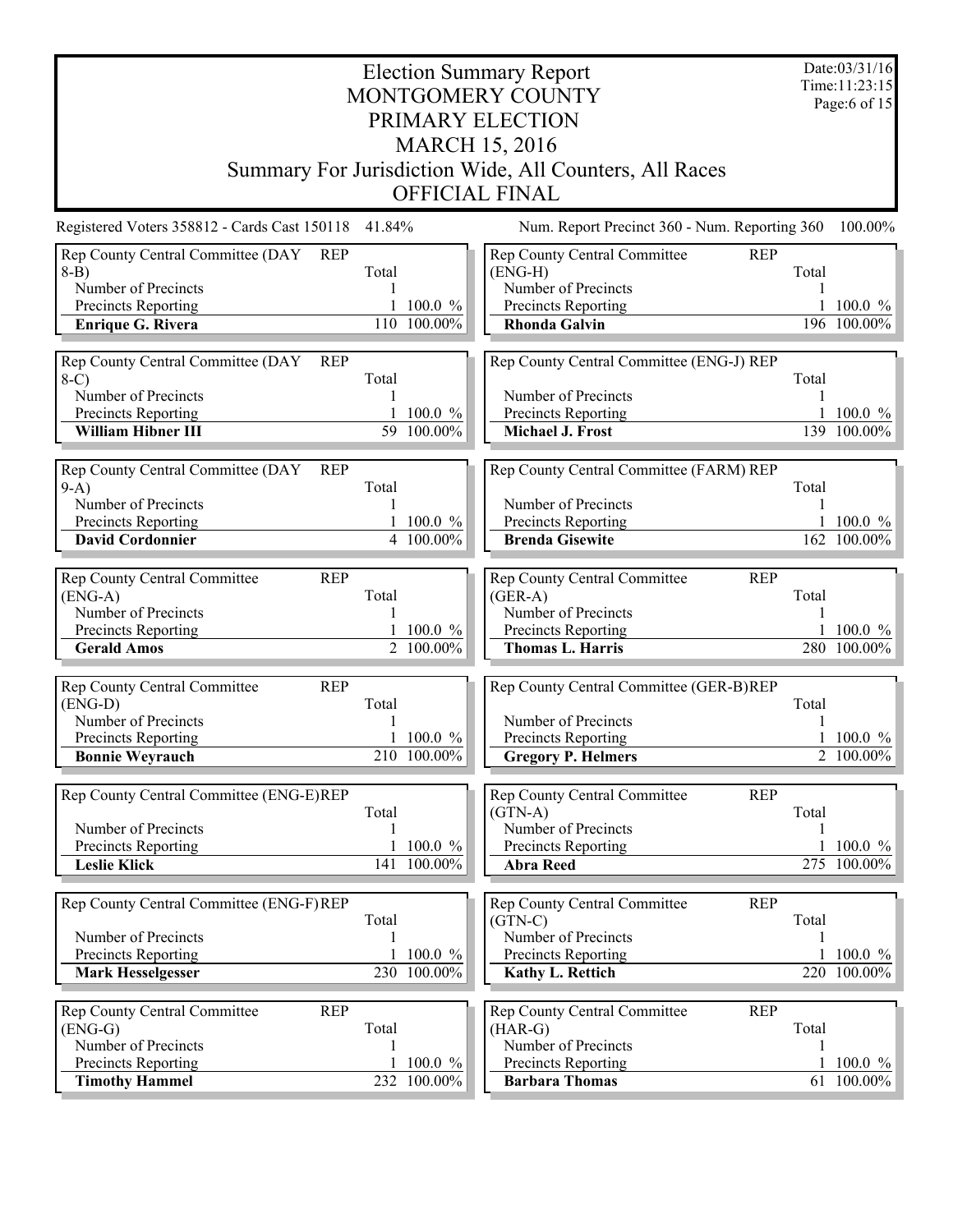# Election Summary Report
## MONTGOMERY COUNTY
## PRIMARY ELECTION
## MARCH 15, 2016
## Summary For Jurisdiction Wide, All Counters, All Races
## OFFICIAL FINAL

Date:03/31/16
Time:11:23:15

Registered Voters 358812 - Cards Cast 150118 41.84%

Num. Report Precinct 360 - Num. Reporting 360 100.00%

| Rep County Central Committee (DAY 8-B) REP | Total | |
|---|---|---|
| Number of Precincts | 1 | |
| Precincts Reporting | 1 | 100.0 % |
| **Enrique G. Rivera** | 110 | 100.00% |

| Rep County Central Committee (DAY 8-C) REP | Total | |
|---|---|---|
| Number of Precincts | 1 | |
| Precincts Reporting | 1 | 100.0 % |
| **William Hibner III** | 59 | 100.00% |

| Rep County Central Committee (DAY 9-A) REP | Total | |
|---|---|---|
| Number of Precincts | 1 | |
| Precincts Reporting | 1 | 100.0 % |
| **David Cordonnier** | 4 | 100.00% |

| Rep County Central Committee (ENG-A) REP | Total | |
|---|---|---|
| Number of Precincts | 1 | |
| Precincts Reporting | 1 | 100.0 % |
| **Gerald Amos** | 2 | 100.00% |

| Rep County Central Committee (ENG-D) REP | Total | |
|---|---|---|
| Number of Precincts | 1 | |
| Precincts Reporting | 1 | 100.0 % |
| **Bonnie Weyrauch** | 210 | 100.00% |

| Rep County Central Committee (ENG-E) REP | Total | |
|---|---|---|
| Number of Precincts | 1 | |
| Precincts Reporting | 1 | 100.0 % |
| **Leslie Klick** | 141 | 100.00% |

| Rep County Central Committee (ENG-F) REP | Total | |
|---|---|---|
| Number of Precincts | 1 | |
| Precincts Reporting | 1 | 100.0 % |
| **Mark Hesselgesser** | 230 | 100.00% |

| Rep County Central Committee (ENG-G) REP | Total | |
|---|---|---|
| Number of Precincts | 1 | |
| Precincts Reporting | 1 | 100.0 % |
| **Timothy Hammel** | 232 | 100.00% |

| Rep County Central Committee (ENG-H) REP | Total | |
|---|---|---|
| Number of Precincts | 1 | |
| Precincts Reporting | 1 | 100.0 % |
| **Rhonda Galvin** | 196 | 100.00% |

| Rep County Central Committee (ENG-J) REP | Total | |
|---|---|---|
| Number of Precincts | 1 | |
| Precincts Reporting | 1 | 100.0 % |
| **Michael J. Frost** | 139 | 100.00% |

| Rep County Central Committee (FARM) REP | Total | |
|---|---|---|
| Number of Precincts | 1 | |
| Precincts Reporting | 1 | 100.0 % |
| **Brenda Gisewite** | 162 | 100.00% |

| Rep County Central Committee (GER-A) REP | Total | |
|---|---|---|
| Number of Precincts | 1 | |
| Precincts Reporting | 1 | 100.0 % |
| **Thomas L. Harris** | 280 | 100.00% |

| Rep County Central Committee (GER-B) REP | Total | |
|---|---|---|
| Number of Precincts | 1 | |
| Precincts Reporting | 1 | 100.0 % |
| **Gregory P. Helmers** | 2 | 100.00% |

| Rep County Central Committee (GTN-A) REP | Total | |
|---|---|---|
| Number of Precincts | 1 | |
| Precincts Reporting | 1 | 100.0 % |
| **Abra Reed** | 275 | 100.00% |

| Rep County Central Committee (GTN-C) REP | Total | |
|---|---|---|
| Number of Precincts | 1 | |
| Precincts Reporting | 1 | 100.0 % |
| **Kathy L. Rettich** | 220 | 100.00% |

| Rep County Central Committee (HAR-G) REP | Total | |
|---|---|---|
| Number of Precincts | 1 | |
| Precincts Reporting | 1 | 100.0 % |
| **Barbara Thomas** | 61 | 100.00% |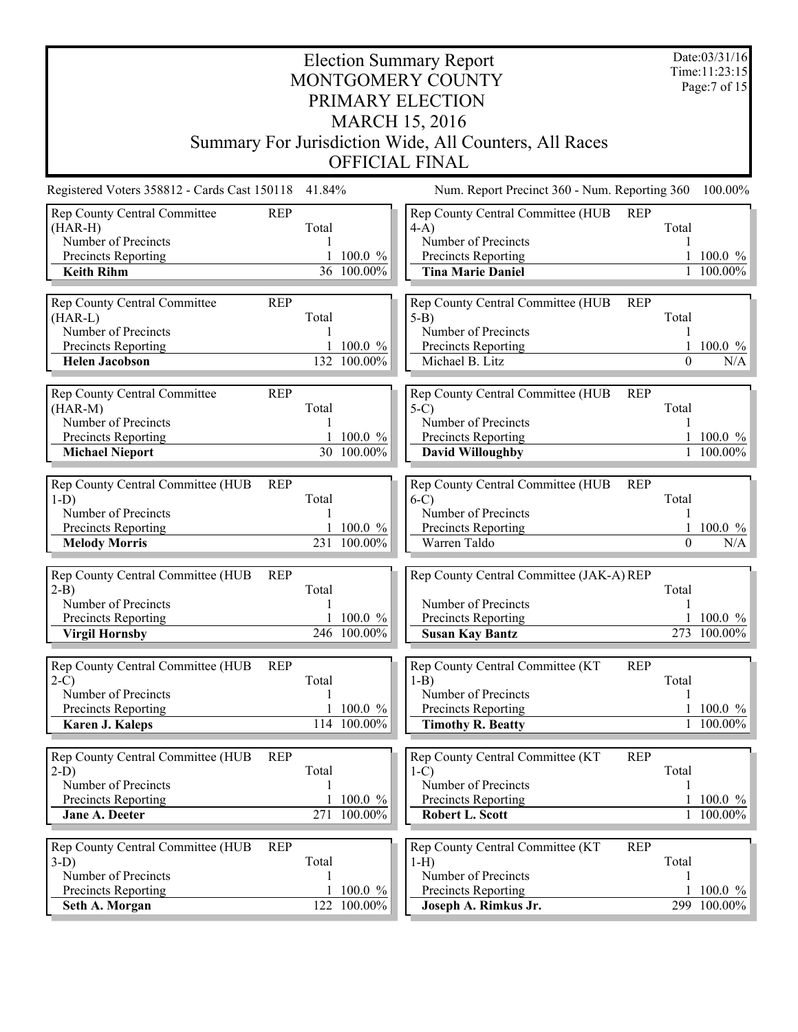# Election Summary Report
## MONTGOMERY COUNTY
## PRIMARY ELECTION
## MARCH 15, 2016
## Summary For Jurisdiction Wide, All Counters, All Races
## OFFICIAL FINAL

Date:03/31/16
Time:11:23:15

Registered Voters 358812 - Cards Cast 150118 41.84%

Num. Report Precinct 360 - Num. Reporting 360 100.00%

| Rep County Central Committee (HAR-H) | REP | Total | |
|---|---|---|---|
| Number of Precincts | | 1 | |
| Precincts Reporting | | 1 | 100.0 % |
| **Keith Rihm** | | 36 | 100.00% |

| Rep County Central Committee (HAR-L) | REP | Total | |
|---|---|---|---|
| Number of Precincts | | 1 | |
| Precincts Reporting | | 1 | 100.0 % |
| **Helen Jacobson** | | 132 | 100.00% |

| Rep County Central Committee (HAR-M) | REP | Total | |
|---|---|---|---|
| Number of Precincts | | 1 | |
| Precincts Reporting | | 1 | 100.0 % |
| **Michael Nieport** | | 30 | 100.00% |

| Rep County Central Committee (HUB 1-D) | REP | Total | |
|---|---|---|---|
| Number of Precincts | | 1 | |
| Precincts Reporting | | 1 | 100.0 % |
| **Melody Morris** | | 231 | 100.00% |

| Rep County Central Committee (HUB 2-B) | REP | Total | |
|---|---|---|---|
| Number of Precincts | | 1 | |
| Precincts Reporting | | 1 | 100.0 % |
| **Virgil Hornsby** | | 246 | 100.00% |

| Rep County Central Committee (HUB 2-C) | REP | Total | |
|---|---|---|---|
| Number of Precincts | | 1 | |
| Precincts Reporting | | 1 | 100.0 % |
| **Karen J. Kaleps** | | 114 | 100.00% |

| Rep County Central Committee (HUB 2-D) | REP | Total | |
|---|---|---|---|
| Number of Precincts | | 1 | |
| Precincts Reporting | | 1 | 100.0 % |
| **Jane A. Deeter** | | 271 | 100.00% |

| Rep County Central Committee (HUB 3-D) | REP | Total | |
|---|---|---|---|
| Number of Precincts | | 1 | |
| Precincts Reporting | | 1 | 100.0 % |
| **Seth A. Morgan** | | 122 | 100.00% |

| Rep County Central Committee (HUB 4-A) | REP | Total | |
|---|---|---|---|
| Number of Precincts | | 1 | |
| Precincts Reporting | | 1 | 100.0 % |
| **Tina Marie Daniel** | | 1 | 100.00% |

| Rep County Central Committee (HUB 5-B) | REP | Total | |
|---|---|---|---|
| Number of Precincts | | 1 | |
| Precincts Reporting | | 1 | 100.0 % |
| Michael B. Litz | | 0 | N/A |

| Rep County Central Committee (HUB 5-C) | REP | Total | |
|---|---|---|---|
| Number of Precincts | | 1 | |
| Precincts Reporting | | 1 | 100.0 % |
| **David Willoughby** | | 1 | 100.00% |

| Rep County Central Committee (HUB 6-C) | REP | Total | |
|---|---|---|---|
| Number of Precincts | | 1 | |
| Precincts Reporting | | 1 | 100.0 % |
| Warren Taldo | | 0 | N/A |

| Rep County Central Committee (JAK-A) | REP | Total | |
|---|---|---|---|
| Number of Precincts | | 1 | |
| Precincts Reporting | | 1 | 100.0 % |
| **Susan Kay Bantz** | | 273 | 100.00% |

| Rep County Central Committee (KT 1-B) | REP | Total | |
|---|---|---|---|
| Number of Precincts | | 1 | |
| Precincts Reporting | | 1 | 100.0 % |
| **Timothy R. Beatty** | | 1 | 100.00% |

| Rep County Central Committee (KT 1-C) | REP | Total | |
|---|---|---|---|
| Number of Precincts | | 1 | |
| Precincts Reporting | | 1 | 100.0 % |
| **Robert L. Scott** | | 1 | 100.00% |

| Rep County Central Committee (KT 1-H) | REP | Total | |
|---|---|---|---|
| Number of Precincts | | 1 | |
| Precincts Reporting | | 1 | 100.0 % |
| **Joseph A. Rimkus Jr.** | | 299 | 100.00% |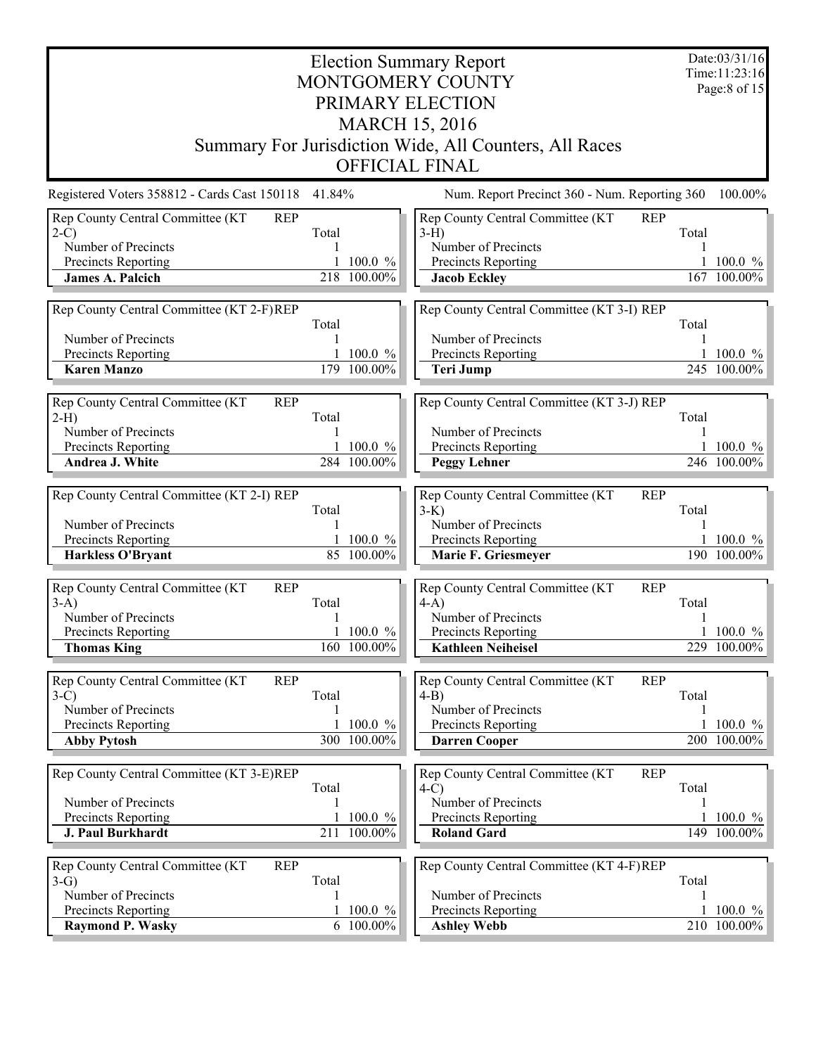# Election Summary Report

## MONTGOMERY COUNTY

## PRIMARY ELECTION

## MARCH 15, 2016

## Summary For Jurisdiction Wide, All Counters, All Races

## OFFICIAL FINAL

Date:03/31/16
Time:11:23:16

Registered Voters 358812 - Cards Cast 150118 41.84%

Num. Report Precinct 360 - Num. Reporting 360 100.00%

| Rep County Central Committee (KT 2-C) REP | Total | |
|---|---|---|
| Number of Precincts | 1 | |
| Precincts Reporting | 1 | 100.0 % |
| **James A. Palcich** | 218 | 100.00% |

| Rep County Central Committee (KT 2-F) REP | Total | |
|---|---|---|
| Number of Precincts | 1 | |
| Precincts Reporting | 1 | 100.0 % |
| **Karen Manzo** | 179 | 100.00% |

| Rep County Central Committee (KT 2-H) REP | Total | |
|---|---|---|
| Number of Precincts | 1 | |
| Precincts Reporting | 1 | 100.0 % |
| **Andrea J. White** | 284 | 100.00% |

| Rep County Central Committee (KT 2-I) REP | Total | |
|---|---|---|
| Number of Precincts | 1 | |
| Precincts Reporting | 1 | 100.0 % |
| **Harkless O'Bryant** | 85 | 100.00% |

| Rep County Central Committee (KT 3-A) REP | Total | |
|---|---|---|
| Number of Precincts | 1 | |
| Precincts Reporting | 1 | 100.0 % |
| **Thomas King** | 160 | 100.00% |

| Rep County Central Committee (KT 3-C) REP | Total | |
|---|---|---|
| Number of Precincts | 1 | |
| Precincts Reporting | 1 | 100.0 % |
| **Abby Pytosh** | 300 | 100.00% |

| Rep County Central Committee (KT 3-E) REP | Total | |
|---|---|---|
| Number of Precincts | 1 | |
| Precincts Reporting | 1 | 100.0 % |
| **J. Paul Burkhardt** | 211 | 100.00% |

| Rep County Central Committee (KT 3-G) REP | Total | |
|---|---|---|
| Number of Precincts | 1 | |
| Precincts Reporting | 1 | 100.0 % |
| **Raymond P. Wasky** | 6 | 100.00% |

| Rep County Central Committee (KT 3-H) REP | Total | |
|---|---|---|
| Number of Precincts | 1 | |
| Precincts Reporting | 1 | 100.0 % |
| **Jacob Eckley** | 167 | 100.00% |

| Rep County Central Committee (KT 3-I) REP | Total | |
|---|---|---|
| Number of Precincts | 1 | |
| Precincts Reporting | 1 | 100.0 % |
| **Teri Jump** | 245 | 100.00% |

| Rep County Central Committee (KT 3-J) REP | Total | |
|---|---|---|
| Number of Precincts | 1 | |
| Precincts Reporting | 1 | 100.0 % |
| **Peggy Lehner** | 246 | 100.00% |

| Rep County Central Committee (KT 3-K) REP | Total | |
|---|---|---|
| Number of Precincts | 1 | |
| Precincts Reporting | 1 | 100.0 % |
| **Marie F. Griesmeyer** | 190 | 100.00% |

| Rep County Central Committee (KT 4-A) REP | Total | |
|---|---|---|
| Number of Precincts | 1 | |
| Precincts Reporting | 1 | 100.0 % |
| **Kathleen Neiheisel** | 229 | 100.00% |

| Rep County Central Committee (KT 4-B) REP | Total | |
|---|---|---|
| Number of Precincts | 1 | |
| Precincts Reporting | 1 | 100.0 % |
| **Darren Cooper** | 200 | 100.00% |

| Rep County Central Committee (KT 4-C) REP | Total | |
|---|---|---|
| Number of Precincts | 1 | |
| Precincts Reporting | 1 | 100.0 % |
| **Roland Gard** | 149 | 100.00% |

| Rep County Central Committee (KT 4-F) REP | Total | |
|---|---|---|
| Number of Precincts | 1 | |
| Precincts Reporting | 1 | 100.0 % |
| **Ashley Webb** | 210 | 100.00% |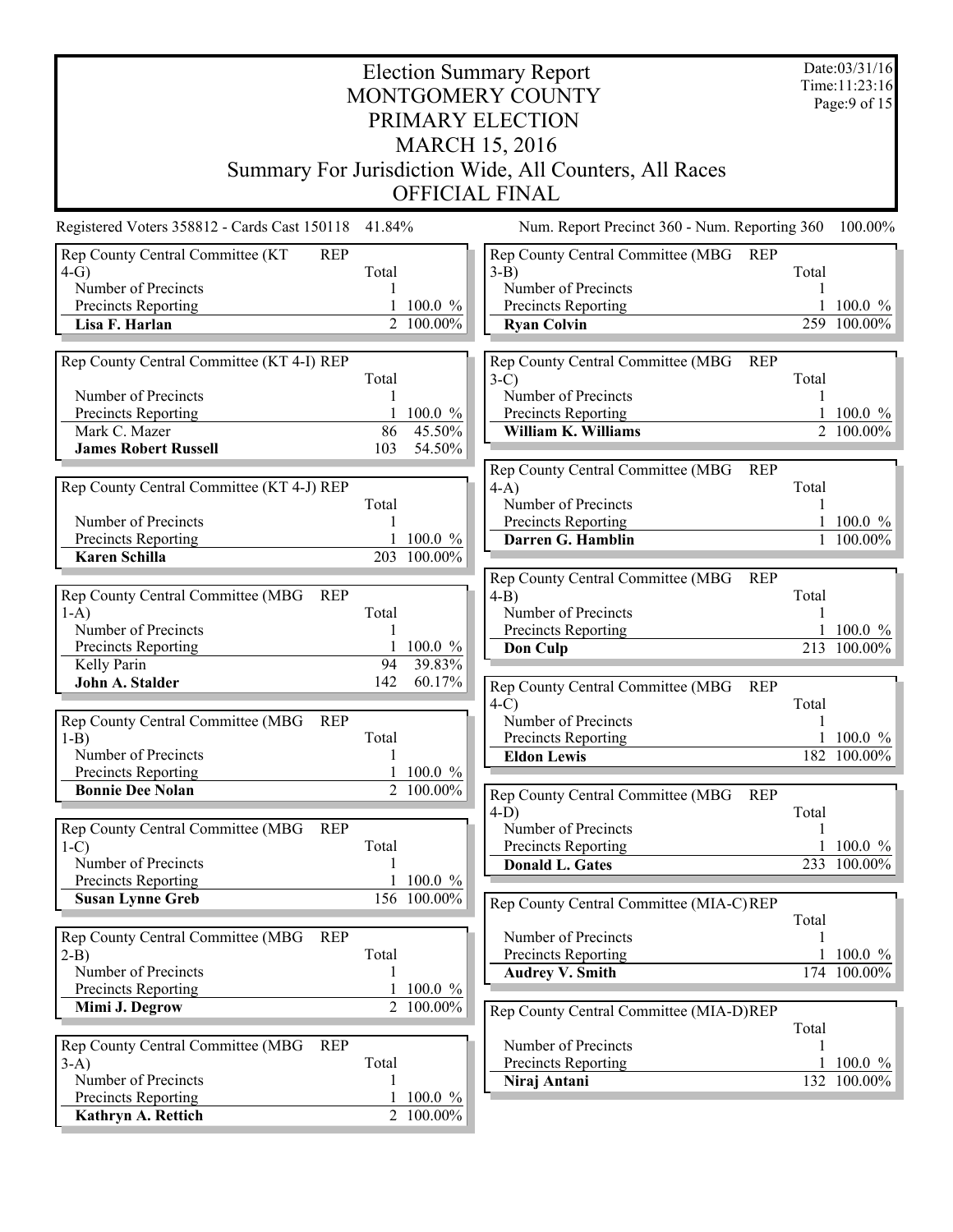# Election Summary Report

## MONTGOMERY COUNTY
## PRIMARY ELECTION
## MARCH 15, 2016
## Summary For Jurisdiction Wide, All Counters, All Races
## OFFICIAL FINAL

Date:03/31/16
Time:11:23:16

Registered Voters 358812 - Cards Cast 150118 41.84%

Num. Report Precinct 360 - Num. Reporting 360 100.00%

| Rep County Central Committee (KT 4-G) REP | Total | |
|---|---|---|
| Number of Precincts | 1 | |
| Precincts Reporting | 1 | 100.0 % |
| **Lisa F. Harlan** | 2 | 100.00% |

| Rep County Central Committee (KT 4-I) REP | Total | |
|---|---|---|
| Number of Precincts | 1 | |
| Precincts Reporting | 1 | 100.0 % |
| Mark C. Mazer | 86 | 45.50% |
| **James Robert Russell** | 103 | 54.50% |

| Rep County Central Committee (KT 4-J) REP | Total | |
|---|---|---|
| Number of Precincts | 1 | |
| Precincts Reporting | 1 | 100.0 % |
| **Karen Schilla** | 203 | 100.00% |

| Rep County Central Committee (MBG 1-A) REP | Total | |
|---|---|---|
| Number of Precincts | 1 | |
| Precincts Reporting | 1 | 100.0 % |
| Kelly Parin | 94 | 39.83% |
| **John A. Stalder** | 142 | 60.17% |

| Rep County Central Committee (MBG 1-B) REP | Total | |
|---|---|---|
| Number of Precincts | 1 | |
| Precincts Reporting | 1 | 100.0 % |
| **Bonnie Dee Nolan** | 2 | 100.00% |

| Rep County Central Committee (MBG 1-C) REP | Total | |
|---|---|---|
| Number of Precincts | 1 | |
| Precincts Reporting | 1 | 100.0 % |
| **Susan Lynne Greb** | 156 | 100.00% |

| Rep County Central Committee (MBG 2-B) REP | Total | |
|---|---|---|
| Number of Precincts | 1 | |
| Precincts Reporting | 1 | 100.0 % |
| **Mimi J. Degrow** | 2 | 100.00% |

| Rep County Central Committee (MBG 3-A) REP | Total | |
|---|---|---|
| Number of Precincts | 1 | |
| Precincts Reporting | 1 | 100.0 % |
| **Kathryn A. Rettich** | 2 | 100.00% |

| Rep County Central Committee (MBG 3-B) REP | Total | |
|---|---|---|
| Number of Precincts | 1 | |
| Precincts Reporting | 1 | 100.0 % |
| **Ryan Colvin** | 259 | 100.00% |

| Rep County Central Committee (MBG 3-C) REP | Total | |
|---|---|---|
| Number of Precincts | 1 | |
| Precincts Reporting | 1 | 100.0 % |
| **William K. Williams** | 2 | 100.00% |

| Rep County Central Committee (MBG 4-A) REP | Total | |
|---|---|---|
| Number of Precincts | 1 | |
| Precincts Reporting | 1 | 100.0 % |
| **Darren G. Hamblin** | 1 | 100.00% |

| Rep County Central Committee (MBG 4-B) REP | Total | |
|---|---|---|
| Number of Precincts | 1 | |
| Precincts Reporting | 1 | 100.0 % |
| **Don Culp** | 213 | 100.00% |

| Rep County Central Committee (MBG 4-C) REP | Total | |
|---|---|---|
| Number of Precincts | 1 | |
| Precincts Reporting | 1 | 100.0 % |
| **Eldon Lewis** | 182 | 100.00% |

| Rep County Central Committee (MBG 4-D) REP | Total | |
|---|---|---|
| Number of Precincts | 1 | |
| Precincts Reporting | 1 | 100.0 % |
| **Donald L. Gates** | 233 | 100.00% |

| Rep County Central Committee (MIA-C) REP | Total | |
|---|---|---|
| Number of Precincts | 1 | |
| Precincts Reporting | 1 | 100.0 % |
| **Audrey V. Smith** | 174 | 100.00% |

| Rep County Central Committee (MIA-D) REP | Total | |
|---|---|---|
| Number of Precincts | 1 | |
| Precincts Reporting | 1 | 100.0 % |
| **Niraj Antani** | 132 | 100.00% |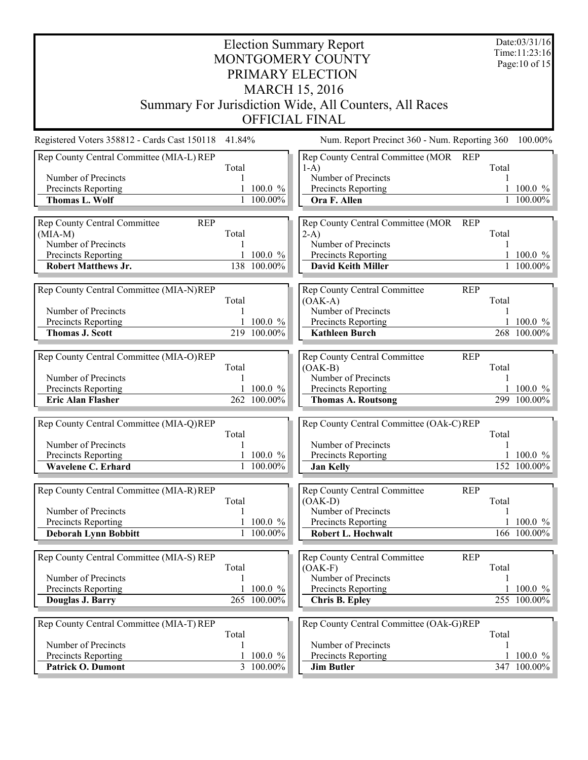# Election Summary Report
## MONTGOMERY COUNTY
## PRIMARY ELECTION
## MARCH 15, 2016
## Summary For Jurisdiction Wide, All Counters, All Races
## OFFICIAL FINAL

Date:03/31/16
Time:11:23:16

Registered Voters 358812 - Cards Cast 150118 41.84%

Num. Report Precinct 360 - Num. Reporting 360 100.00%

| Rep County Central Committee (MIA-L) REP | Total | |
|---|---|---|
| Number of Precincts | 1 | |
| Precincts Reporting | 1 | 100.0 % |
| **Thomas L. Wolf** | 1 | 100.00% |

| Rep County Central Committee (MIA-M) REP | Total | |
|---|---|---|
| Number of Precincts | 1 | |
| Precincts Reporting | 1 | 100.0 % |
| **Robert Matthews Jr.** | 138 | 100.00% |

| Rep County Central Committee (MIA-N) REP | Total | |
|---|---|---|
| Number of Precincts | 1 | |
| Precincts Reporting | 1 | 100.0 % |
| **Thomas J. Scott** | 219 | 100.00% |

| Rep County Central Committee (MIA-O) REP | Total | |
|---|---|---|
| Number of Precincts | 1 | |
| Precincts Reporting | 1 | 100.0 % |
| **Eric Alan Flasher** | 262 | 100.00% |

| Rep County Central Committee (MIA-Q) REP | Total | |
|---|---|---|
| Number of Precincts | 1 | |
| Precincts Reporting | 1 | 100.0 % |
| **Wavelene C. Erhard** | 1 | 100.00% |

| Rep County Central Committee (MIA-R) REP | Total | |
|---|---|---|
| Number of Precincts | 1 | |
| Precincts Reporting | 1 | 100.0 % |
| **Deborah Lynn Bobbitt** | 1 | 100.00% |

| Rep County Central Committee (MIA-S) REP | Total | |
|---|---|---|
| Number of Precincts | 1 | |
| Precincts Reporting | 1 | 100.0 % |
| **Douglas J. Barry** | 265 | 100.00% |

| Rep County Central Committee (MIA-T) REP | Total | |
|---|---|---|
| Number of Precincts | 1 | |
| Precincts Reporting | 1 | 100.0 % |
| **Patrick O. Dumont** | 3 | 100.00% |

| Rep County Central Committee (MOR 1-A) REP | Total | |
|---|---|---|
| Number of Precincts | 1 | |
| Precincts Reporting | 1 | 100.0 % |
| **Ora F. Allen** | 1 | 100.00% |

| Rep County Central Committee (MOR 2-A) REP | Total | |
|---|---|---|
| Number of Precincts | 1 | |
| Precincts Reporting | 1 | 100.0 % |
| **David Keith Miller** | 1 | 100.00% |

| Rep County Central Committee (OAK-A) REP | Total | |
|---|---|---|
| Number of Precincts | 1 | |
| Precincts Reporting | 1 | 100.0 % |
| **Kathleen Burch** | 268 | 100.00% |

| Rep County Central Committee (OAK-B) REP | Total | |
|---|---|---|
| Number of Precincts | 1 | |
| Precincts Reporting | 1 | 100.0 % |
| **Thomas A. Routsong** | 299 | 100.00% |

| Rep County Central Committee (OAk-C) REP | Total | |
|---|---|---|
| Number of Precincts | 1 | |
| Precincts Reporting | 1 | 100.0 % |
| **Jan Kelly** | 152 | 100.00% |

| Rep County Central Committee (OAK-D) REP | Total | |
|---|---|---|
| Number of Precincts | 1 | |
| Precincts Reporting | 1 | 100.0 % |
| **Robert L. Hochwalt** | 166 | 100.00% |

| Rep County Central Committee (OAK-F) REP | Total | |
|---|---|---|
| Number of Precincts | 1 | |
| Precincts Reporting | 1 | 100.0 % |
| **Chris B. Epley** | 255 | 100.00% |

| Rep County Central Committee (OAk-G) REP | Total | |
|---|---|---|
| Number of Precincts | 1 | |
| Precincts Reporting | 1 | 100.0 % |
| **Jim Butler** | 347 | 100.00% |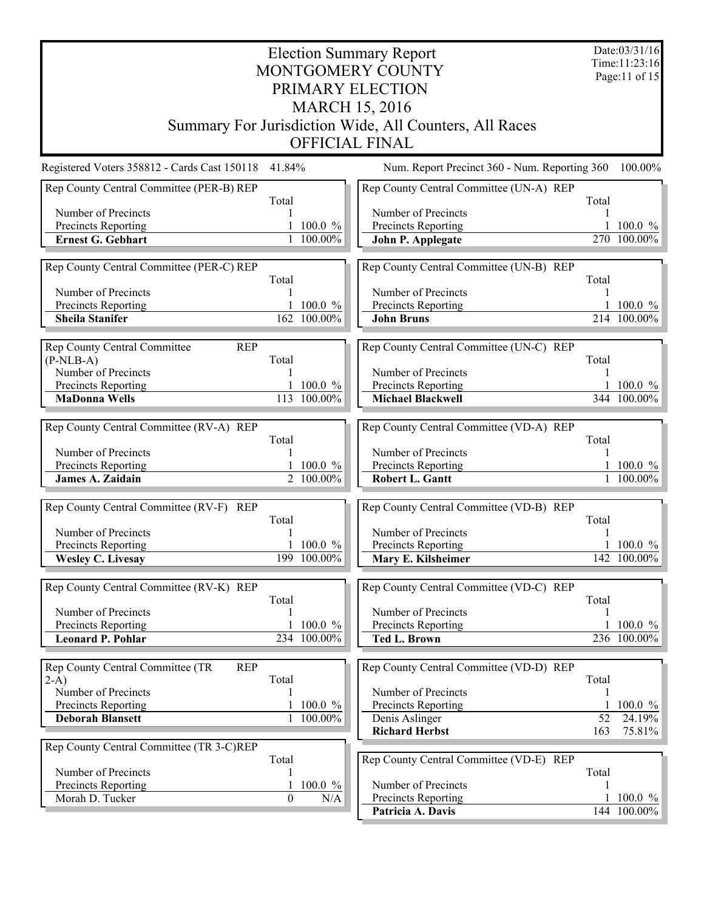# Election Summary Report

## MONTGOMERY COUNTY
## PRIMARY ELECTION
## MARCH 15, 2016
## Summary For Jurisdiction Wide, All Counters, All Races
## OFFICIAL FINAL

Date:03/31/16
Time:11:23:16

Registered Voters 358812 - Cards Cast 150118 41.84%

Num. Report Precinct 360 - Num. Reporting 360 100.00%

### Rep County Central Committee (PER-B) REP

| | Total | |
|---|---|---|
| Number of Precincts | 1 | |
| Precincts Reporting | 1 | 100.0 % |
| **Ernest G. Gebhart** | 1 | 100.00% |

### Rep County Central Committee (PER-C) REP

| | Total | |
|---|---|---|
| Number of Precincts | 1 | |
| Precincts Reporting | 1 | 100.0 % |
| **Sheila Stanifer** | 162 | 100.00% |

### Rep County Central Committee (P-NLB-A) REP

| | Total | |
|---|---|---|
| Number of Precincts | 1 | |
| Precincts Reporting | 1 | 100.0 % |
| **MaDonna Wells** | 113 | 100.00% |

### Rep County Central Committee (RV-A) REP

| | Total | |
|---|---|---|
| Number of Precincts | 1 | |
| Precincts Reporting | 1 | 100.0 % |
| **James A. Zaidain** | 2 | 100.00% |

### Rep County Central Committee (RV-F) REP

| | Total | |
|---|---|---|
| Number of Precincts | 1 | |
| Precincts Reporting | 1 | 100.0 % |
| **Wesley C. Livesay** | 199 | 100.00% |

### Rep County Central Committee (RV-K) REP

| | Total | |
|---|---|---|
| Number of Precincts | 1 | |
| Precincts Reporting | 1 | 100.0 % |
| **Leonard P. Pohlar** | 234 | 100.00% |

### Rep County Central Committee (TR 2-A) REP

| | Total | |
|---|---|---|
| Number of Precincts | 1 | |
| Precincts Reporting | 1 | 100.0 % |
| **Deborah Blansett** | 1 | 100.00% |

### Rep County Central Committee (TR 3-C) REP

| | Total | |
|---|---|---|
| Number of Precincts | 1 | |
| Precincts Reporting | 1 | 100.0 % |
| Morah D. Tucker | 0 | N/A |

### Rep County Central Committee (UN-A) REP

| | Total | |
|---|---|---|
| Number of Precincts | 1 | |
| Precincts Reporting | 1 | 100.0 % |
| **John P. Applegate** | 270 | 100.00% |

### Rep County Central Committee (UN-B) REP

| | Total | |
|---|---|---|
| Number of Precincts | 1 | |
| Precincts Reporting | 1 | 100.0 % |
| **John Bruns** | 214 | 100.00% |

### Rep County Central Committee (UN-C) REP

| | Total | |
|---|---|---|
| Number of Precincts | 1 | |
| Precincts Reporting | 1 | 100.0 % |
| **Michael Blackwell** | 344 | 100.00% |

### Rep County Central Committee (VD-A) REP

| | Total | |
|---|---|---|
| Number of Precincts | 1 | |
| Precincts Reporting | 1 | 100.0 % |
| **Robert L. Gantt** | 1 | 100.00% |

### Rep County Central Committee (VD-B) REP

| | Total | |
|---|---|---|
| Number of Precincts | 1 | |
| Precincts Reporting | 1 | 100.0 % |
| **Mary E. Kilsheimer** | 142 | 100.00% |

### Rep County Central Committee (VD-C) REP

| | Total | |
|---|---|---|
| Number of Precincts | 1 | |
| Precincts Reporting | 1 | 100.0 % |
| **Ted L. Brown** | 236 | 100.00% |

### Rep County Central Committee (VD-D) REP

| | Total | |
|---|---|---|
| Number of Precincts | 1 | |
| Precincts Reporting | 1 | 100.0 % |
| Denis Aslinger | 52 | 24.19% |
| **Richard Herbst** | 163 | 75.81% |

### Rep County Central Committee (VD-E) REP

| | Total | |
|---|---|---|
| Number of Precincts | 1 | |
| Precincts Reporting | 1 | 100.0 % |
| **Patricia A. Davis** | 144 | 100.00% |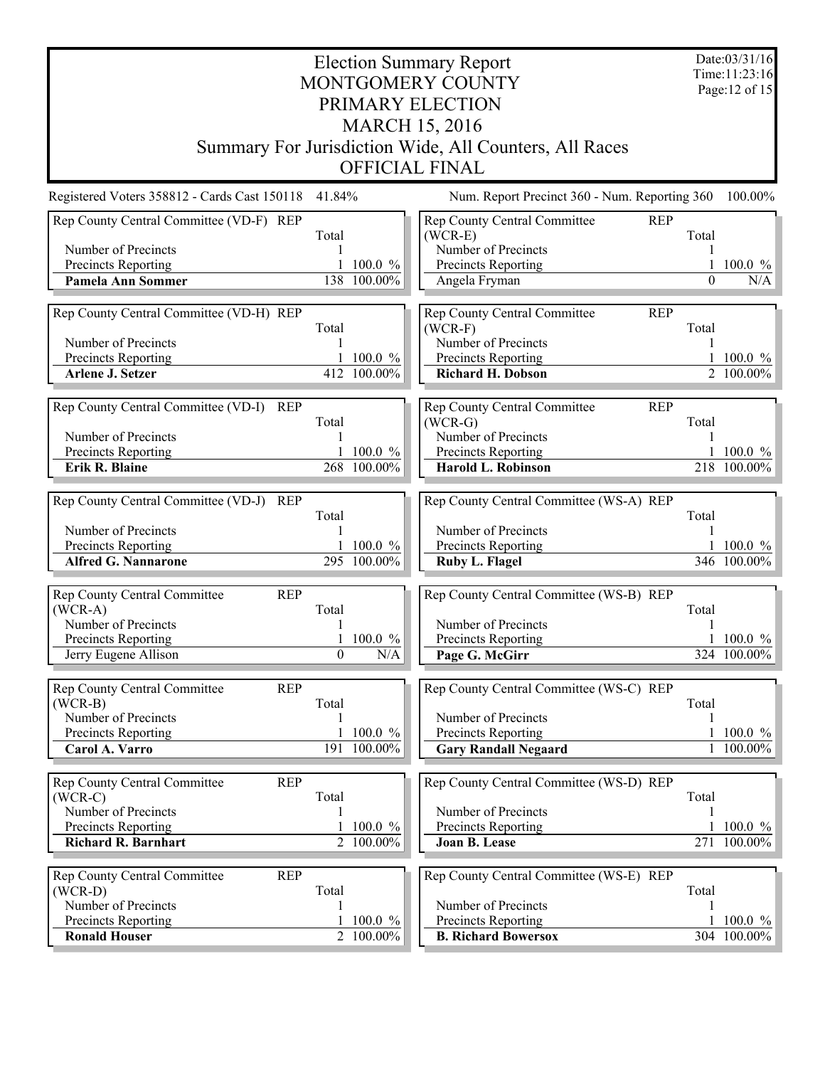# Election Summary Report

## MONTGOMERY COUNTY

## PRIMARY ELECTION

## MARCH 15, 2016

## Summary For Jurisdiction Wide, All Counters, All Races

## OFFICIAL FINAL

Date:03/31/16
Time:11:23:16

Registered Voters 358812 - Cards Cast 150118 41.84%

Num. Report Precinct 360 - Num. Reporting 360 100.00%

| Rep County Central Committee (VD-F) REP | Total | |
|---|---|---|
| Number of Precincts | 1 | |
| Precincts Reporting | 1 | 100.0 % |
| **Pamela Ann Sommer** | 138 | 100.00% |

| Rep County Central Committee (VD-H) REP | Total | |
|---|---|---|
| Number of Precincts | 1 | |
| Precincts Reporting | 1 | 100.0 % |
| **Arlene J. Setzer** | 412 | 100.00% |

| Rep County Central Committee (VD-I) REP | Total | |
|---|---|---|
| Number of Precincts | 1 | |
| Precincts Reporting | 1 | 100.0 % |
| **Erik R. Blaine** | 268 | 100.00% |

| Rep County Central Committee (VD-J) REP | Total | |
|---|---|---|
| Number of Precincts | 1 | |
| Precincts Reporting | 1 | 100.0 % |
| **Alfred G. Nannarone** | 295 | 100.00% |

| Rep County Central Committee (WCR-A) REP | Total | |
|---|---|---|
| Number of Precincts | 1 | |
| Precincts Reporting | 1 | 100.0 % |
| Jerry Eugene Allison | 0 | N/A |

| Rep County Central Committee (WCR-B) REP | Total | |
|---|---|---|
| Number of Precincts | 1 | |
| Precincts Reporting | 1 | 100.0 % |
| **Carol A. Varro** | 191 | 100.00% |

| Rep County Central Committee (WCR-C) REP | Total | |
|---|---|---|
| Number of Precincts | 1 | |
| Precincts Reporting | 1 | 100.0 % |
| **Richard R. Barnhart** | 2 | 100.00% |

| Rep County Central Committee (WCR-D) REP | Total | |
|---|---|---|
| Number of Precincts | 1 | |
| Precincts Reporting | 1 | 100.0 % |
| **Ronald Houser** | 2 | 100.00% |

| Rep County Central Committee (WCR-E) REP | Total | |
|---|---|---|
| Number of Precincts | 1 | |
| Precincts Reporting | 1 | 100.0 % |
| Angela Fryman | 0 | N/A |

| Rep County Central Committee (WCR-F) REP | Total | |
|---|---|---|
| Number of Precincts | 1 | |
| Precincts Reporting | 1 | 100.0 % |
| **Richard H. Dobson** | 2 | 100.00% |

| Rep County Central Committee (WCR-G) REP | Total | |
|---|---|---|
| Number of Precincts | 1 | |
| Precincts Reporting | 1 | 100.0 % |
| **Harold L. Robinson** | 218 | 100.00% |

| Rep County Central Committee (WS-A) REP | Total | |
|---|---|---|
| Number of Precincts | 1 | |
| Precincts Reporting | 1 | 100.0 % |
| **Ruby L. Flagel** | 346 | 100.00% |

| Rep County Central Committee (WS-B) REP | Total | |
|---|---|---|
| Number of Precincts | 1 | |
| Precincts Reporting | 1 | 100.0 % |
| **Page G. McGirr** | 324 | 100.00% |

| Rep County Central Committee (WS-C) REP | Total | |
|---|---|---|
| Number of Precincts | 1 | |
| Precincts Reporting | 1 | 100.0 % |
| **Gary Randall Negaard** | 1 | 100.00% |

| Rep County Central Committee (WS-D) REP | Total | |
|---|---|---|
| Number of Precincts | 1 | |
| Precincts Reporting | 1 | 100.0 % |
| **Joan B. Lease** | 271 | 100.00% |

| Rep County Central Committee (WS-E) REP | Total | |
|---|---|---|
| Number of Precincts | 1 | |
| Precincts Reporting | 1 | 100.0 % |
| **B. Richard Bowersox** | 304 | 100.00% |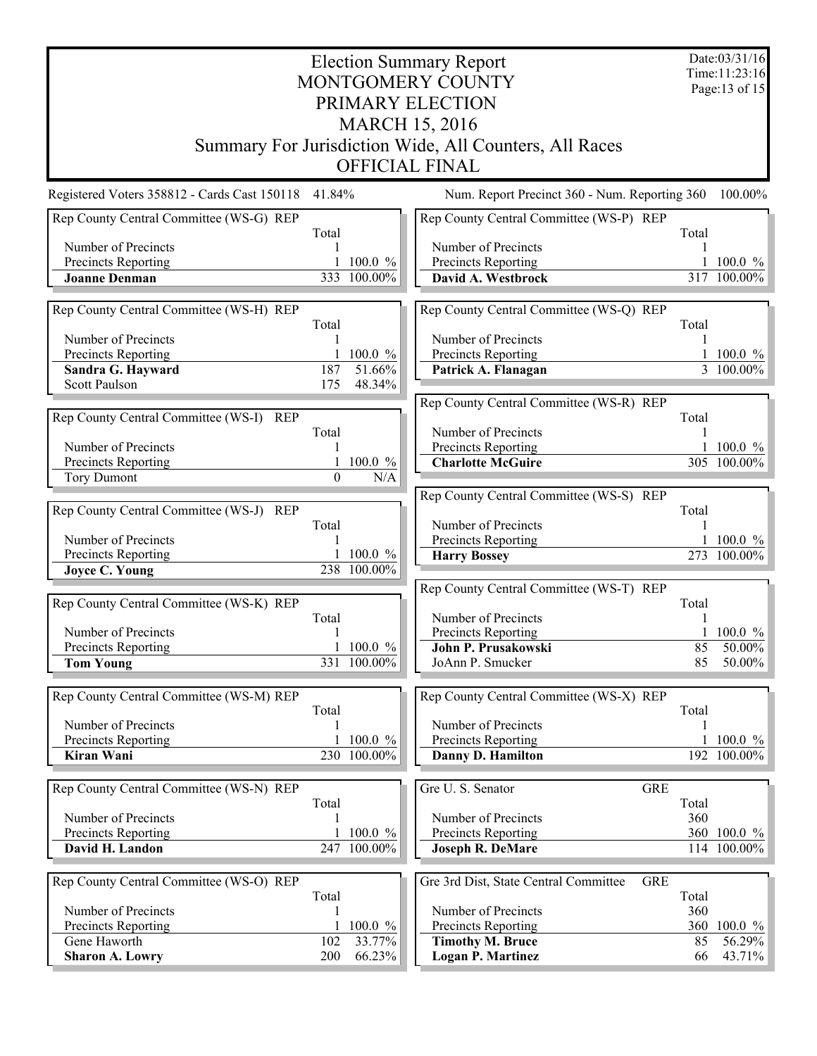# Election Summary Report
## MONTGOMERY COUNTY
## PRIMARY ELECTION
## MARCH 15, 2016
## Summary For Jurisdiction Wide, All Counters, All Races
## OFFICIAL FINAL

Date:03/31/16
Time:11:23:16

Registered Voters 358812 - Cards Cast 150118 41.84%

Num. Report Precinct 360 - Num. Reporting 360 100.00%

### Rep County Central Committee (WS-G) REP

| | Total | |
|---|---|---|
| Number of Precincts | 1 | |
| Precincts Reporting | 1 | 100.0 % |
| **Joanne Denman** | 333 | 100.00% |

### Rep County Central Committee (WS-H) REP

| | Total | |
|---|---|---|
| Number of Precincts | 1 | |
| Precincts Reporting | 1 | 100.0 % |
| **Sandra G. Hayward** | 187 | 51.66% |
| Scott Paulson | 175 | 48.34% |

### Rep County Central Committee (WS-I) REP

| | Total | |
|---|---|---|
| Number of Precincts | 1 | |
| Precincts Reporting | 1 | 100.0 % |
| Tory Dumont | 0 | N/A |

### Rep County Central Committee (WS-J) REP

| | Total | |
|---|---|---|
| Number of Precincts | 1 | |
| Precincts Reporting | 1 | 100.0 % |
| **Joyce C. Young** | 238 | 100.00% |

### Rep County Central Committee (WS-K) REP

| | Total | |
|---|---|---|
| Number of Precincts | 1 | |
| Precincts Reporting | 1 | 100.0 % |
| **Tom Young** | 331 | 100.00% |

### Rep County Central Committee (WS-M) REP

| | Total | |
|---|---|---|
| Number of Precincts | 1 | |
| Precincts Reporting | 1 | 100.0 % |
| **Kiran Wani** | 230 | 100.00% |

### Rep County Central Committee (WS-N) REP

| | Total | |
|---|---|---|
| Number of Precincts | 1 | |
| Precincts Reporting | 1 | 100.0 % |
| **David H. Landon** | 247 | 100.00% |

### Rep County Central Committee (WS-O) REP

| | Total | |
|---|---|---|
| Number of Precincts | 1 | |
| Precincts Reporting | 1 | 100.0 % |
| Gene Haworth | 102 | 33.77% |
| **Sharon A. Lowry** | 200 | 66.23% |

### Rep County Central Committee (WS-P) REP

| | Total | |
|---|---|---|
| Number of Precincts | 1 | |
| Precincts Reporting | 1 | 100.0 % |
| **David A. Westbrock** | 317 | 100.00% |

### Rep County Central Committee (WS-Q) REP

| | Total | |
|---|---|---|
| Number of Precincts | 1 | |
| Precincts Reporting | 1 | 100.0 % |
| **Patrick A. Flanagan** | 3 | 100.00% |

### Rep County Central Committee (WS-R) REP

| | Total | |
|---|---|---|
| Number of Precincts | 1 | |
| Precincts Reporting | 1 | 100.0 % |
| **Charlotte McGuire** | 305 | 100.00% |

### Rep County Central Committee (WS-S) REP

| | Total | |
|---|---|---|
| Number of Precincts | 1 | |
| Precincts Reporting | 1 | 100.0 % |
| **Harry Bossey** | 273 | 100.00% |

### Rep County Central Committee (WS-T) REP

| | Total | |
|---|---|---|
| Number of Precincts | 1 | |
| Precincts Reporting | 1 | 100.0 % |
| **John P. Prusakowski** | 85 | 50.00% |
| JoAnn P. Smucker | 85 | 50.00% |

### Rep County Central Committee (WS-X) REP

| | Total | |
|---|---|---|
| Number of Precincts | 1 | |
| Precincts Reporting | 1 | 100.0 % |
| **Danny D. Hamilton** | 192 | 100.00% |

### Gre U. S. Senator GRE

| | Total | |
|---|---|---|
| Number of Precincts | 360 | |
| Precincts Reporting | 360 | 100.0 % |
| **Joseph R. DeMare** | 114 | 100.00% |

### Gre 3rd Dist, State Central Committee GRE

| | Total | |
|---|---|---|
| Number of Precincts | 360 | |
| Precincts Reporting | 360 | 100.0 % |
| **Timothy M. Bruce** | 85 | 56.29% |
| **Logan P. Martinez** | 66 | 43.71% |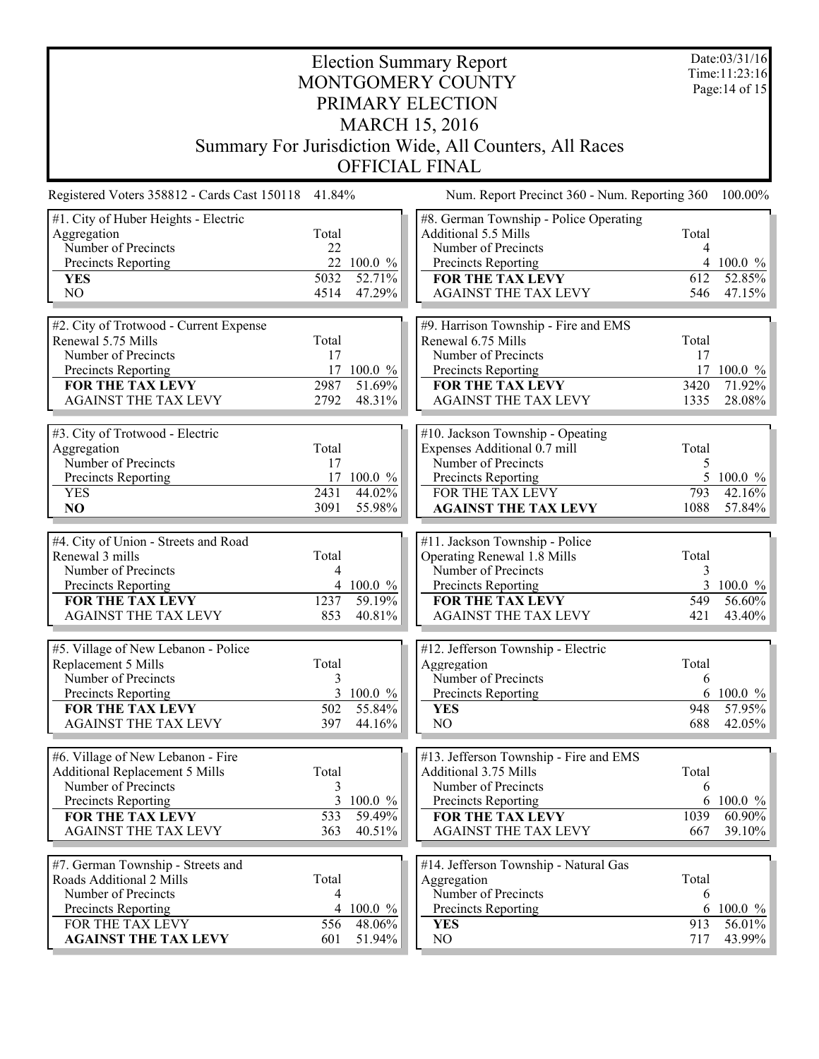# Election Summary Report

## MONTGOMERY COUNTY
## PRIMARY ELECTION
## MARCH 15, 2016
## Summary For Jurisdiction Wide, All Counters, All Races
## OFFICIAL FINAL

Date:03/31/16
Time:11:23:16

Registered Voters 358812 - Cards Cast 150118 41.84%

Num. Report Precinct 360 - Num. Reporting 360 100.00%

| #1. City of Huber Heights - Electric Aggregation | Total | |
|---|---|---|
| Number of Precincts | 22 | |
| Precincts Reporting | 22 | 100.0 % |
| **YES** | 5032 | 52.71% |
| NO | 4514 | 47.29% |

| #2. City of Trotwood - Current Expense Renewal 5.75 Mills | Total | |
|---|---|---|
| Number of Precincts | 17 | |
| Precincts Reporting | 17 | 100.0 % |
| **FOR THE TAX LEVY** | 2987 | 51.69% |
| AGAINST THE TAX LEVY | 2792 | 48.31% |

| #3. City of Trotwood - Electric Aggregation | Total | |
|---|---|---|
| Number of Precincts | 17 | |
| Precincts Reporting | 17 | 100.0 % |
| YES | 2431 | 44.02% |
| **NO** | 3091 | 55.98% |

| #4. City of Union - Streets and Road Renewal 3 mills | Total | |
|---|---|---|
| Number of Precincts | 4 | |
| Precincts Reporting | 4 | 100.0 % |
| **FOR THE TAX LEVY** | 1237 | 59.19% |
| AGAINST THE TAX LEVY | 853 | 40.81% |

| #5. Village of New Lebanon - Police Replacement 5 Mills | Total | |
|---|---|---|
| Number of Precincts | 3 | |
| Precincts Reporting | 3 | 100.0 % |
| **FOR THE TAX LEVY** | 502 | 55.84% |
| AGAINST THE TAX LEVY | 397 | 44.16% |

| #6. Village of New Lebanon - Fire Additional Replacement 5 Mills | Total | |
|---|---|---|
| Number of Precincts | 3 | |
| Precincts Reporting | 3 | 100.0 % |
| **FOR THE TAX LEVY** | 533 | 59.49% |
| AGAINST THE TAX LEVY | 363 | 40.51% |

| #7. German Township - Streets and Roads Additional 2 Mills | Total | |
|---|---|---|
| Number of Precincts | 4 | |
| Precincts Reporting | 4 | 100.0 % |
| FOR THE TAX LEVY | 556 | 48.06% |
| **AGAINST THE TAX LEVY** | 601 | 51.94% |

| #8. German Township - Police Operating Additional 5.5 Mills | Total | |
|---|---|---|
| Number of Precincts | 4 | |
| Precincts Reporting | 4 | 100.0 % |
| **FOR THE TAX LEVY** | 612 | 52.85% |
| AGAINST THE TAX LEVY | 546 | 47.15% |

| #9. Harrison Township - Fire and EMS Renewal 6.75 Mills | Total | |
|---|---|---|
| Number of Precincts | 17 | |
| Precincts Reporting | 17 | 100.0 % |
| **FOR THE TAX LEVY** | 3420 | 71.92% |
| AGAINST THE TAX LEVY | 1335 | 28.08% |

| #10. Jackson Township - Opeating Expenses Additional 0.7 mill | Total | |
|---|---|---|
| Number of Precincts | 5 | |
| Precincts Reporting | 5 | 100.0 % |
| FOR THE TAX LEVY | 793 | 42.16% |
| **AGAINST THE TAX LEVY** | 1088 | 57.84% |

| #11. Jackson Township - Police Operating Renewal 1.8 Mills | Total | |
|---|---|---|
| Number of Precincts | 3 | |
| Precincts Reporting | 3 | 100.0 % |
| **FOR THE TAX LEVY** | 549 | 56.60% |
| AGAINST THE TAX LEVY | 421 | 43.40% |

| #12. Jefferson Township - Electric Aggregation | Total | |
|---|---|---|
| Number of Precincts | 6 | |
| Precincts Reporting | 6 | 100.0 % |
| **YES** | 948 | 57.95% |
| NO | 688 | 42.05% |

| #13. Jefferson Township - Fire and EMS Additional 3.75 Mills | Total | |
|---|---|---|
| Number of Precincts | 6 | |
| Precincts Reporting | 6 | 100.0 % |
| **FOR THE TAX LEVY** | 1039 | 60.90% |
| AGAINST THE TAX LEVY | 667 | 39.10% |

| #14. Jefferson Township - Natural Gas Aggregation | Total | |
|---|---|---|
| Number of Precincts | 6 | |
| Precincts Reporting | 6 | 100.0 % |
| **YES** | 913 | 56.01% |
| NO | 717 | 43.99% |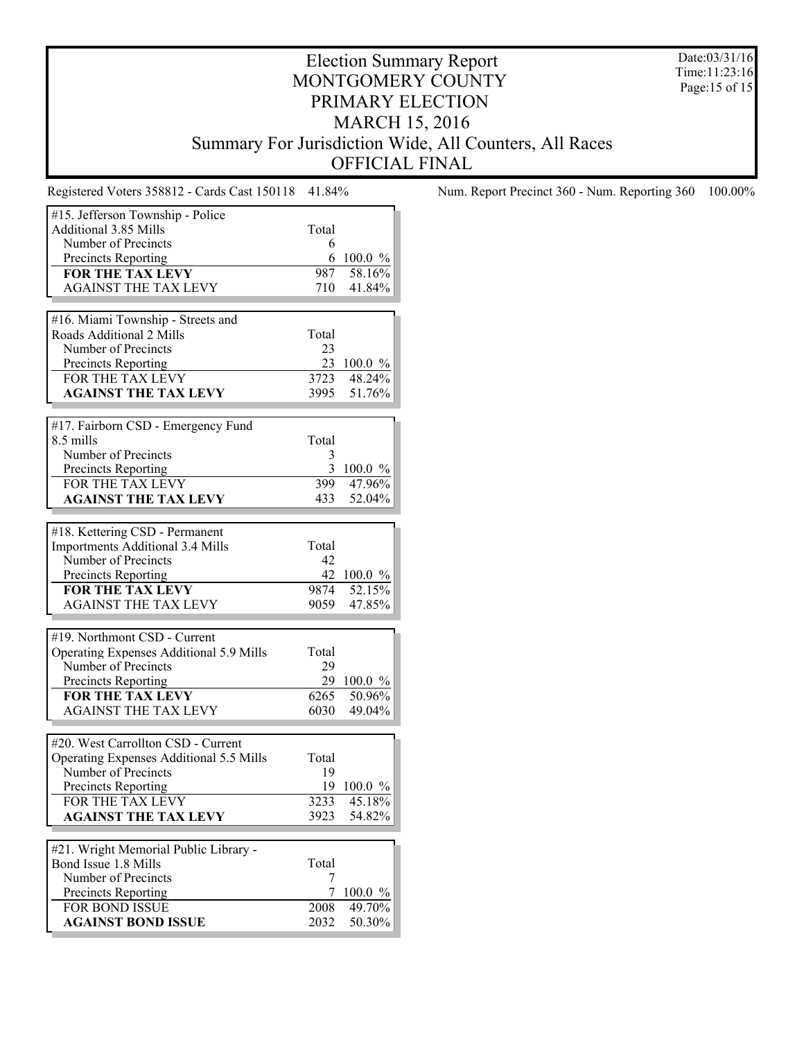# Election Summary Report
## MONTGOMERY COUNTY
## PRIMARY ELECTION
## MARCH 15, 2016
## Summary For Jurisdiction Wide, All Counters, All Races
## OFFICIAL FINAL

Date:03/31/16
Time:11:23:16

Registered Voters 358812 - Cards Cast 150118 41.84%

Num. Report Precinct 360 - Num. Reporting 360 100.00%

| #15. Jefferson Township - Police Additional 3.85 Mills | Total | |
|---|---|---|
| Number of Precincts | 6 | |
| Precincts Reporting | 6 | 100.0 % |
| **FOR THE TAX LEVY** | 987 | 58.16% |
| AGAINST THE TAX LEVY | 710 | 41.84% |

| #16. Miami Township - Streets and Roads Additional 2 Mills | Total | |
|---|---|---|
| Number of Precincts | 23 | |
| Precincts Reporting | 23 | 100.0 % |
| FOR THE TAX LEVY | 3723 | 48.24% |
| **AGAINST THE TAX LEVY** | 3995 | 51.76% |

| #17. Fairborn CSD - Emergency Fund 8.5 mills | Total | |
|---|---|---|
| Number of Precincts | 3 | |
| Precincts Reporting | 3 | 100.0 % |
| FOR THE TAX LEVY | 399 | 47.96% |
| **AGAINST THE TAX LEVY** | 433 | 52.04% |

| #18. Kettering CSD - Permanent Importments Additional 3.4 Mills | Total | |
|---|---|---|
| Number of Precincts | 42 | |
| Precincts Reporting | 42 | 100.0 % |
| **FOR THE TAX LEVY** | 9874 | 52.15% |
| AGAINST THE TAX LEVY | 9059 | 47.85% |

| #19. Northmont CSD - Current Operating Expenses Additional 5.9 Mills | Total | |
|---|---|---|
| Number of Precincts | 29 | |
| Precincts Reporting | 29 | 100.0 % |
| **FOR THE TAX LEVY** | 6265 | 50.96% |
| AGAINST THE TAX LEVY | 6030 | 49.04% |

| #20. West Carrollton CSD - Current Operating Expenses Additional 5.5 Mills | Total | |
|---|---|---|
| Number of Precincts | 19 | |
| Precincts Reporting | 19 | 100.0 % |
| FOR THE TAX LEVY | 3233 | 45.18% |
| **AGAINST THE TAX LEVY** | 3923 | 54.82% |

| #21. Wright Memorial Public Library - Bond Issue 1.8 Mills | Total | |
|---|---|---|
| Number of Precincts | 7 | |
| Precincts Reporting | 7 | 100.0 % |
| FOR BOND ISSUE | 2008 | 49.70% |
| **AGAINST BOND ISSUE** | 2032 | 50.30% |